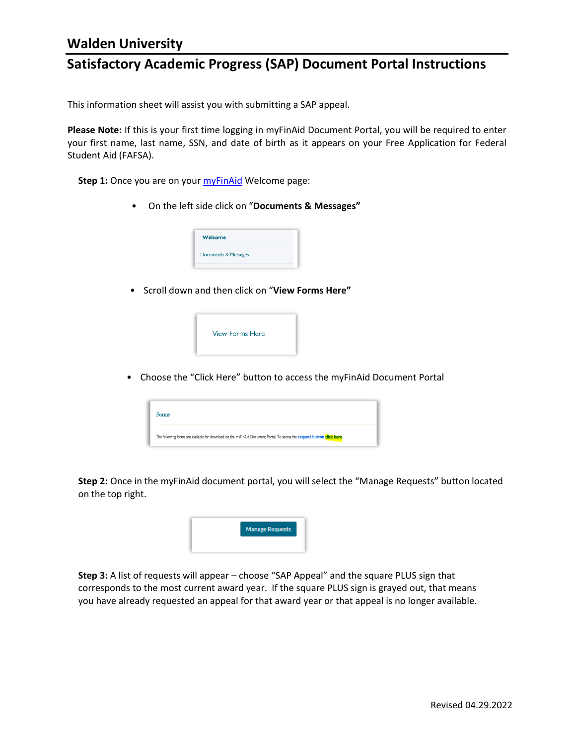# Walden University

## Satisfactory Academic Progress (SAP) Document Portal Instructions

This information sheet will assist you with submitting a SAP appeal.

**Please Note:** If this is your first time logging in myFinAid Document Portal, you will be required to enter your first name, last name, SSN, and date of birth as it appears on your Free Application for Federal Student Aid (FAFSA).

**Step 1:** Once you are on your myFinAid Welcome page:

- On the left side click on "**Documents & Messages"**
- Scroll down and then click on "**View Forms Here"**
- Choose the "Click Here" button to access the myFinAid Document Portal

**Step 2:** Once in the myFinAid document portal, you will select the "Manage Requests" button located on the top right.

**Step 3:** A list of requests will appear – choose "SAP Appeal" and the square PLUS sign that corresponds to the most current award year. If the square PLUS sign is grayed out, that means you have already requested an appeal for that award year or that appeal is no longer available.

Revised 04.29.2022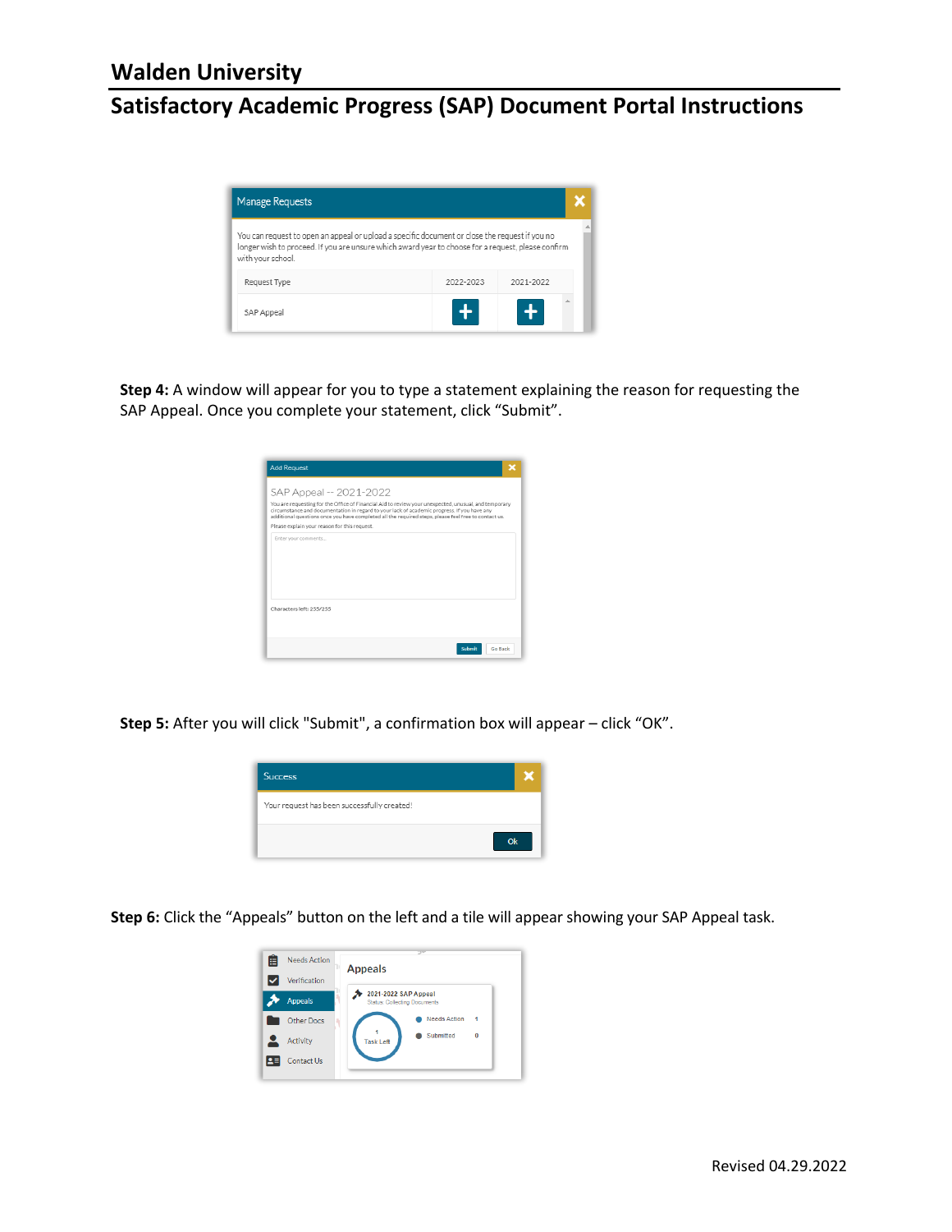Step 4: A window will appear for you to type a statement explaining the reason for requesting the SAP Appeal. Once you complete your statement, click “Submit”.

Step 5: After you will click "Submit", a confirmation box will appear – click “OK”.

Step 6: Click the “Appeals” button on the left and a tile will appear showing your SAP Appeal task.

Revised 04.29.2022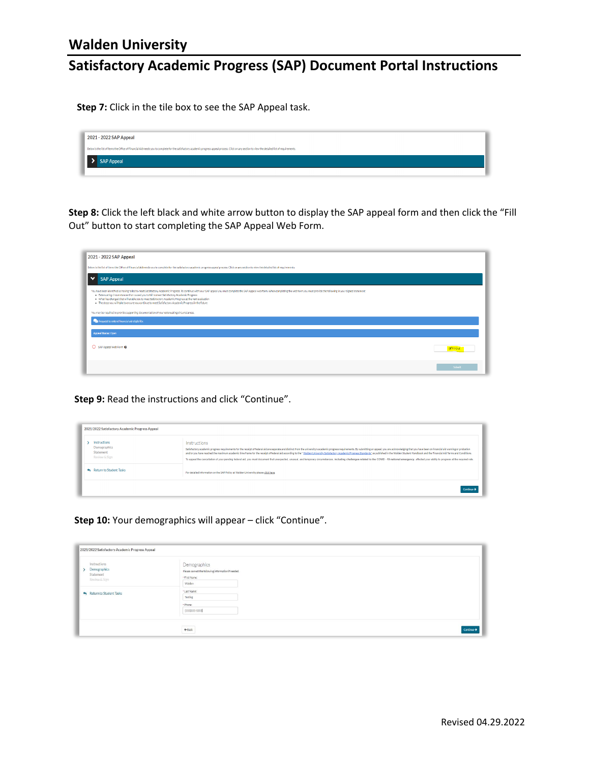# Walden University

## Satisfactory Academic Progress (SAP) Document Portal Instructions

**Step 7:** Click in the tile box to see the SAP Appeal task.

**Step 8:** Click the left black and white arrow button to display the SAP appeal form and then click the "Fill Out" button to start completing the SAP Appeal Web Form.

**Step 9:** Read the instructions and click "Continue".

**Step 10:** Your demographics will appear – click "Continue".

Revised 04.29.2022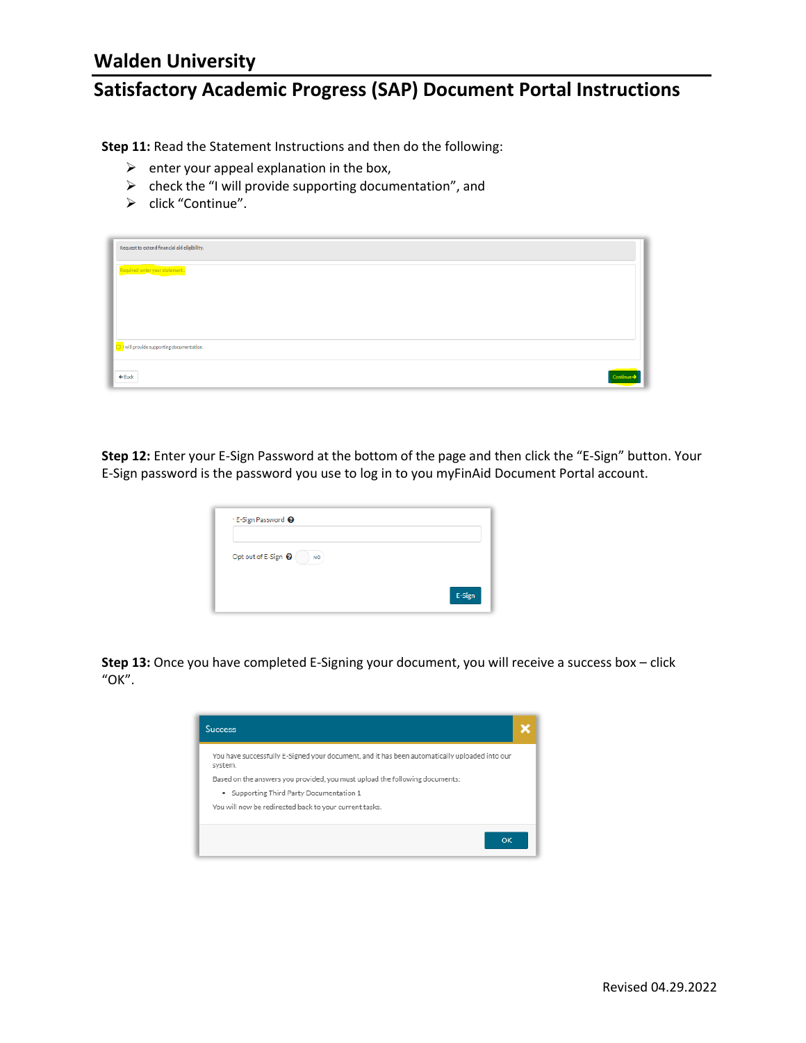**Step 11:** Read the Statement Instructions and then do the following:

- enter your appeal explanation in the box,
- check the "I will provide supporting documentation", and
- click "Continue".

Request to extend financial aid eligibility.

Required: enter your statement.

I will provide supporting documentation.

Back

Continue

**Step 12:** Enter your E-Sign Password at the bottom of the page and then click the "E-Sign" button. Your E-Sign password is the password you use to log in to you myFinAid Document Portal account.

* E-Sign Password

Opt out of E-Sign NO

E-Sign

**Step 13:** Once you have completed E-Signing your document, you will receive a success box – click "OK".

Success

You have successfully E-Signed your document, and it has been automatically uploaded into our system.

Based on the answers you provided, you must upload the following documents:

- Supporting Third Party Documentation 1

You will now be redirected back to your current tasks.

OK

Revised 04.29.2022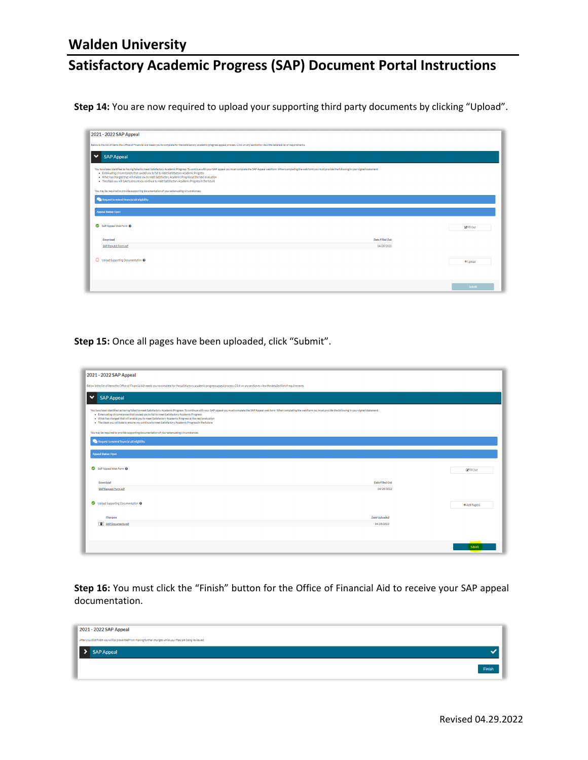Walden University

## Satisfactory Academic Progress (SAP) Document Portal Instructions

**Step 14:** You are now required to upload your supporting third party documents by clicking "Upload".

**Step 15:** Once all pages have been uploaded, click "Submit".

**Step 16:** You must click the "Finish" button for the Office of Financial Aid to receive your SAP appeal documentation.

Revised 04.29.2022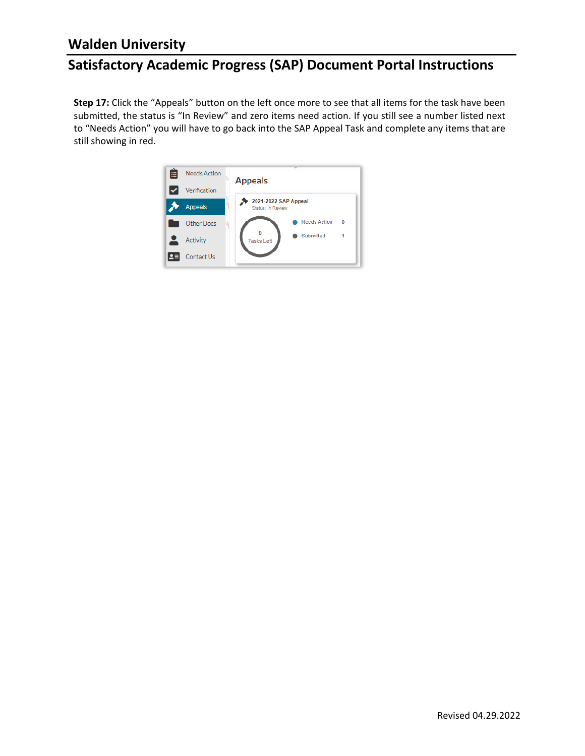**Step 17:** Click the "Appeals" button on the left once more to see that all items for the task have been submitted, the status is "In Review" and zero items need action. If you still see a number listed next to "Needs Action" you will have to go back into the SAP Appeal Task and complete any items that are still showing in red.

Needs Action
Verification
Appeals
Other Docs
Activity
Contact Us

Appeals

2021-2022 SAP Appeal
Status: In Review

0
Tasks Left

Needs Action 0
Submitted 1

Revised 04.29.2022